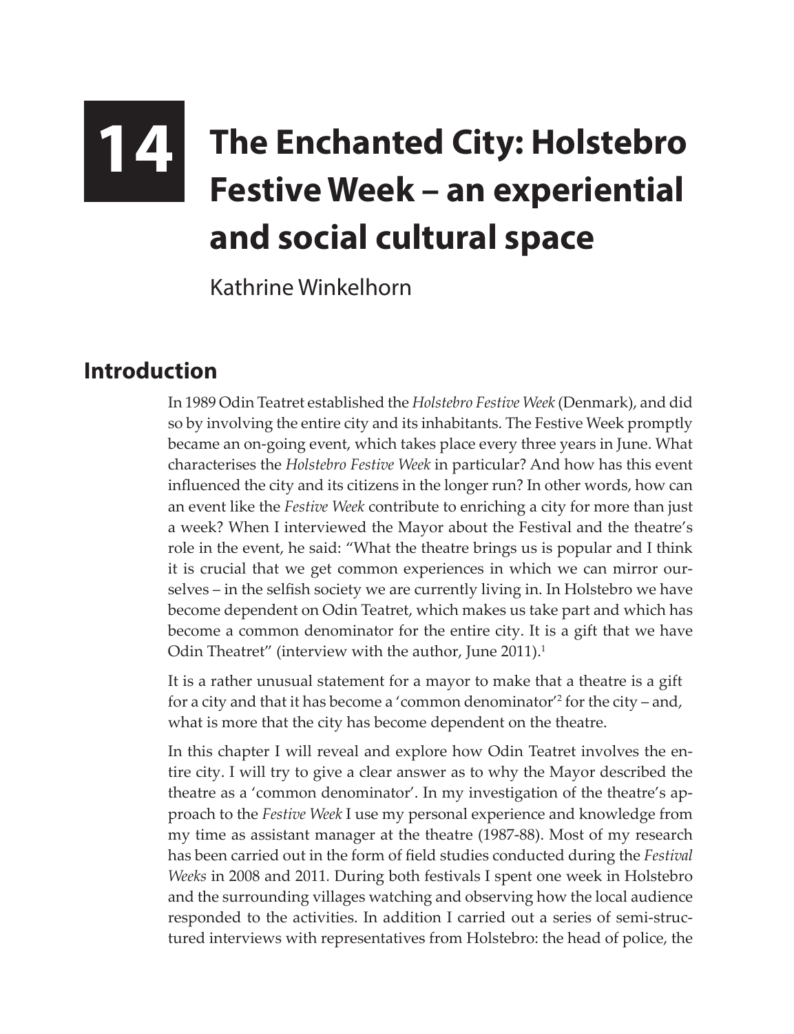# 14 The Enchanted City: Holstebro Festive Week – an experiential and social cultural space

Kathrine Winkelhorn

## Introduction

In 1989 Odin Teatret established the *Holstebro Festive Week* (Denmark), and did so by involving the entire city and its inhabitants. The Festive Week promptly became an on-going event, which takes place every three years in June. What characterises the *Holstebro Festive Week* in particular? And how has this event influenced the city and its citizens in the longer run? In other words, how can an event like the *Festive Week* contribute to enriching a city for more than just a week? When I interviewed the Mayor about the Festival and the theatre's role in the event, he said: "What the theatre brings us is popular and I think it is crucial that we get common experiences in which we can mirror ourselves – in the selfish society we are currently living in. In Holstebro we have become dependent on Odin Teatret, which makes us take part and which has become a common denominator for the entire city. It is a gift that we have Odin Theatret" (interview with the author, June 2011).[1]

It is a rather unusual statement for a mayor to make that a theatre is a gift for a city and that it has become a 'common denominator'[2] for the city – and, what is more that the city has become dependent on the theatre.

In this chapter I will reveal and explore how Odin Teatret involves the entire city. I will try to give a clear answer as to why the Mayor described the theatre as a 'common denominator'. In my investigation of the theatre's approach to the *Festive Week* I use my personal experience and knowledge from my time as assistant manager at the theatre (1987-88). Most of my research has been carried out in the form of field studies conducted during the *Festival Weeks* in 2008 and 2011. During both festivals I spent one week in Holstebro and the surrounding villages watching and observing how the local audience responded to the activities. In addition I carried out a series of semi-structured interviews with representatives from Holstebro: the head of police, the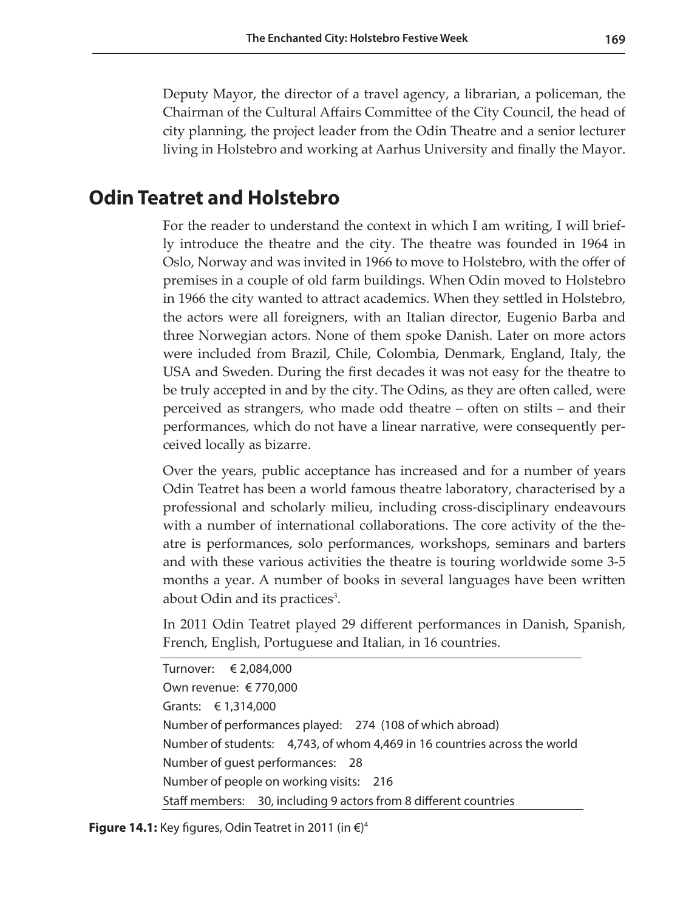Deputy Mayor, the director of a travel agency, a librarian, a policeman, the Chairman of the Cultural Affairs Committee of the City Council, the head of city planning, the project leader from the Odin Theatre and a senior lecturer living in Holstebro and working at Aarhus University and finally the Mayor.

## Odin Teatret and Holstebro

For the reader to understand the context in which I am writing, I will briefly introduce the theatre and the city. The theatre was founded in 1964 in Oslo, Norway and was invited in 1966 to move to Holstebro, with the offer of premises in a couple of old farm buildings. When Odin moved to Holstebro in 1966 the city wanted to attract academics. When they settled in Holstebro, the actors were all foreigners, with an Italian director, Eugenio Barba and three Norwegian actors. None of them spoke Danish. Later on more actors were included from Brazil, Chile, Colombia, Denmark, England, Italy, the USA and Sweden. During the first decades it was not easy for the theatre to be truly accepted in and by the city. The Odins, as they are often called, were perceived as strangers, who made odd theatre – often on stilts – and their performances, which do not have a linear narrative, were consequently perceived locally as bizarre.

Over the years, public acceptance has increased and for a number of years Odin Teatret has been a world famous theatre laboratory, characterised by a professional and scholarly milieu, including cross-disciplinary endeavours with a number of international collaborations. The core activity of the theatre is performances, solo performances, workshops, seminars and barters and with these various activities the theatre is touring worldwide some 3-5 months a year. A number of books in several languages have been written about Odin and its practices[3].

In 2011 Odin Teatret played 29 different performances in Danish, Spanish, French, English, Portuguese and Italian, in 16 countries.

| | |
|---|---|
| Turnover: | € 2,084,000 |
| Own revenue: | € 770,000 |
| Grants: | € 1,314,000 |
| Number of performances played: | 274 (108 of which abroad) |
| Number of students: | 4,743, of whom 4,469 in 16 countries across the world |
| Number of guest performances: | 28 |
| Number of people on working visits: | 216 |
| Staff members: | 30, including 9 actors from 8 different countries |

**Figure 14.1:** Key figures, Odin Teatret in 2011 (in €)[4]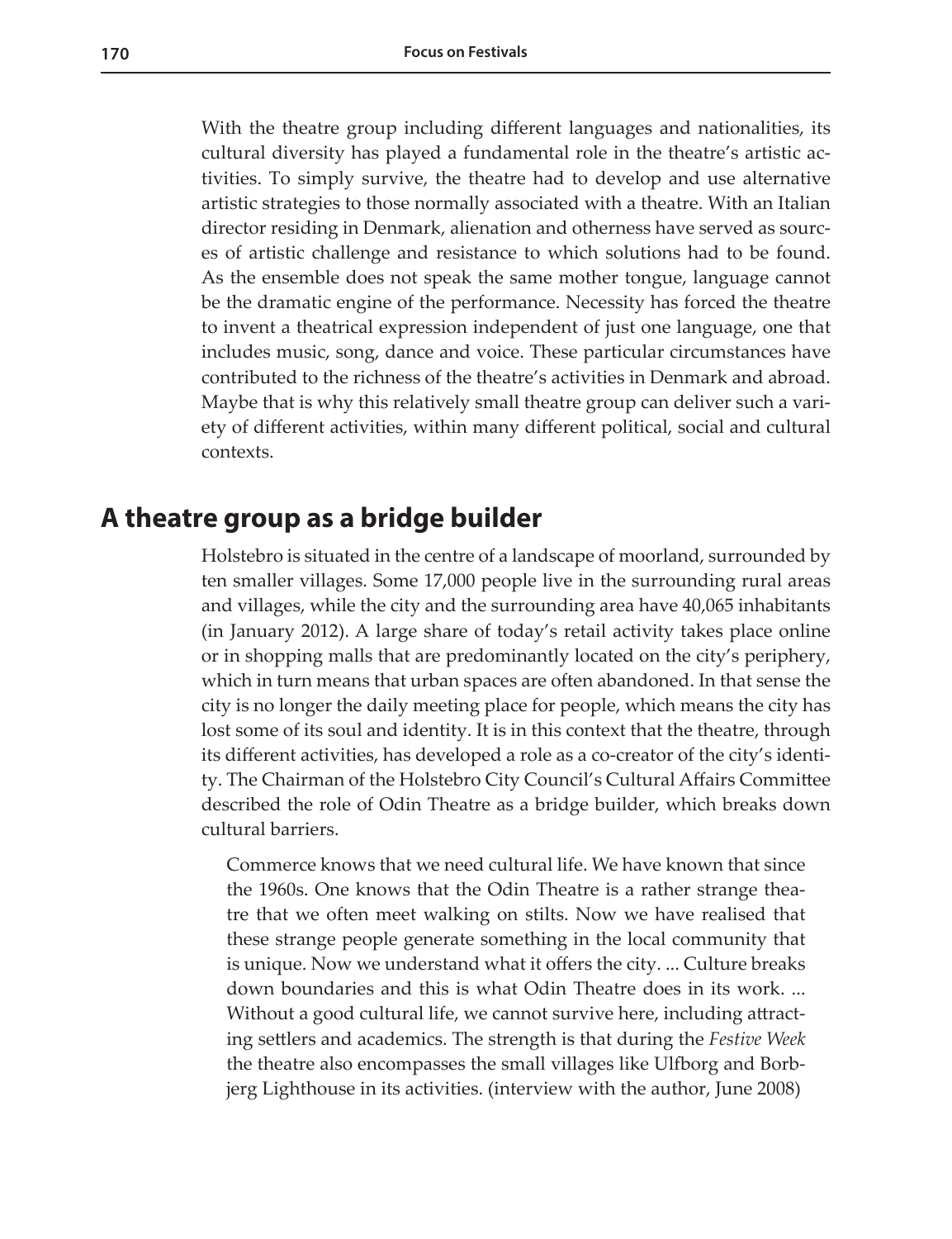With the theatre group including different languages and nationalities, its cultural diversity has played a fundamental role in the theatre's artistic activities. To simply survive, the theatre had to develop and use alternative artistic strategies to those normally associated with a theatre. With an Italian director residing in Denmark, alienation and otherness have served as sources of artistic challenge and resistance to which solutions had to be found. As the ensemble does not speak the same mother tongue, language cannot be the dramatic engine of the performance. Necessity has forced the theatre to invent a theatrical expression independent of just one language, one that includes music, song, dance and voice. These particular circumstances have contributed to the richness of the theatre's activities in Denmark and abroad. Maybe that is why this relatively small theatre group can deliver such a variety of different activities, within many different political, social and cultural contexts.

## A theatre group as a bridge builder

Holstebro is situated in the centre of a landscape of moorland, surrounded by ten smaller villages. Some 17,000 people live in the surrounding rural areas and villages, while the city and the surrounding area have 40,065 inhabitants (in January 2012). A large share of today's retail activity takes place online or in shopping malls that are predominantly located on the city's periphery, which in turn means that urban spaces are often abandoned. In that sense the city is no longer the daily meeting place for people, which means the city has lost some of its soul and identity. It is in this context that the theatre, through its different activities, has developed a role as a co-creator of the city's identity. The Chairman of the Holstebro City Council's Cultural Affairs Committee described the role of Odin Theatre as a bridge builder, which breaks down cultural barriers.

> Commerce knows that we need cultural life. We have known that since the 1960s. One knows that the Odin Theatre is a rather strange theatre that we often meet walking on stilts. Now we have realised that these strange people generate something in the local community that is unique. Now we understand what it offers the city. ... Culture breaks down boundaries and this is what Odin Theatre does in its work. ... Without a good cultural life, we cannot survive here, including attracting settlers and academics. The strength is that during the *Festive Week* the theatre also encompasses the small villages like Ulfborg and Borbjerg Lighthouse in its activities. (interview with the author, June 2008)